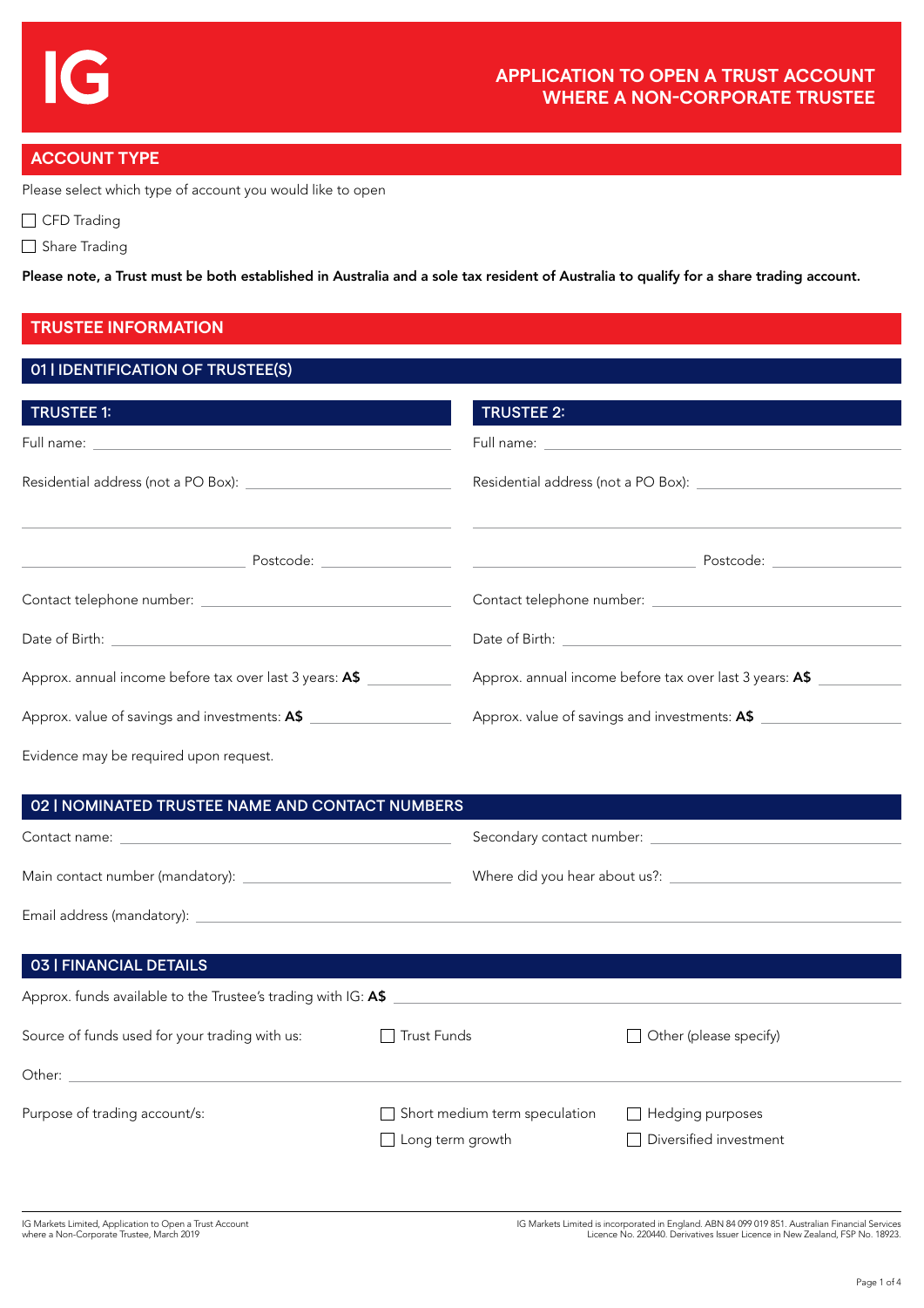# APPLICATION TO OPEN A TRUST ACCOUNT WHERE A NON-CORPORATE TRUSTEE

## ACCOUNT TYPE

Please select which type of account you would like to open

☐ CFD Trading

☐ Share Trading

**Please note, a Trust must be both established in Australia and a sole tax resident of Australia to qualify for a share trading account.**

## TRUSTEE INFORMATION

### 01 | IDENTIFICATION OF TRUSTEE(S)

**TRUSTEE 1:**

Full name: ____________________

Residential address (not a PO Box): ____________________

____________________

____________________ Postcode: __________

Contact telephone number: ____________________

Date of Birth: ____________________

Approx. annual income before tax over last 3 years: **A$** __________

Approx. value of savings and investments: **A$** __________

**TRUSTEE 2:**

Full name: ____________________

Residential address (not a PO Box): ____________________

____________________

____________________ Postcode: __________

Contact telephone number: ____________________

Date of Birth: ____________________

Approx. annual income before tax over last 3 years: **A$** __________

Approx. value of savings and investments: **A$** __________

Evidence may be required upon request.

### 02 | NOMINATED TRUSTEE NAME AND CONTACT NUMBERS

Contact name: ____________________

Secondary contact number: ____________________

Main contact number (mandatory): ____________________

Where did you hear about us?: ____________________

Email address (mandatory): ____________________

### 03 | FINANCIAL DETAILS

Approx. funds available to the Trustee's trading with IG: **A$** ____________________

Source of funds used for your trading with us: ☐ Trust Funds ☐ Other (please specify)

Other: ____________________

Purpose of trading account/s:

☐ Short medium term speculation

☐ Hedging purposes

☐ Long term growth

☐ Diversified investment

IG Markets Limited, Application to Open a Trust Account where a Non-Corporate Trustee, March 2019

IG Markets Limited is incorporated in England. ABN 84 099 019 851. Australian Financial Services Licence No. 220440. Derivatives Issuer Licence in New Zealand, FSP No. 18923.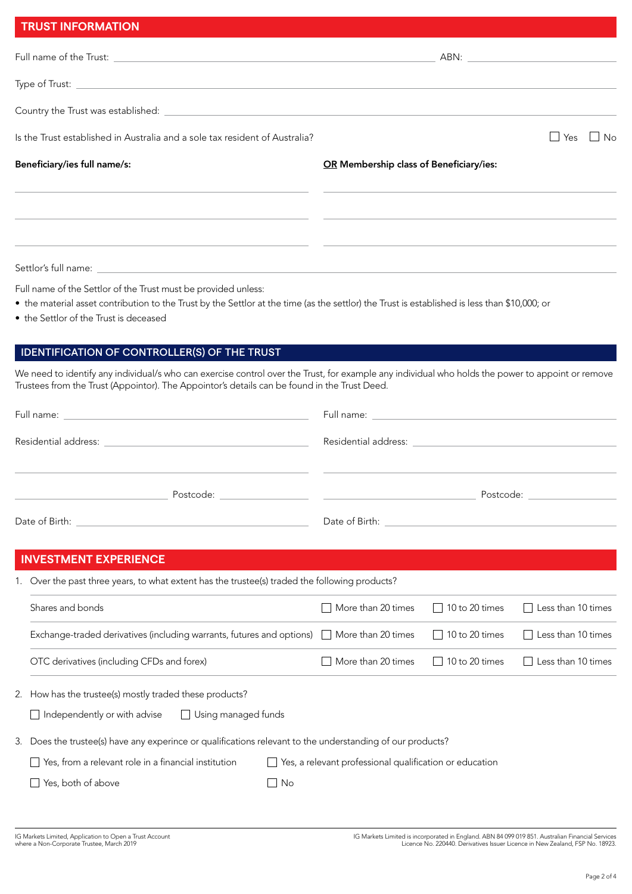## TRUST INFORMATION

Full name of the Trust: ______________________ ABN: ______________

Type of Trust: ______________________

Country the Trust was established: ______________________

Is the Trust established in Australia and a sole tax resident of Australia? ☐ Yes ☐ No

| Beneficiary/ies full name/s: | OR Membership class of Beneficiary/ies: |
| --- | --- |
| | |
| | |
| | |

Settlor's full name: ______________________

Full name of the Settlor of the Trust must be provided unless:

- the material asset contribution to the Trust by the Settlor at the time (as the settlor) the Trust is established is less than $10,000; or
- the Settlor of the Trust is deceased

## IDENTIFICATION OF CONTROLLER(S) OF THE TRUST

We need to identify any individual/s who can exercise control over the Trust, for example any individual who holds the power to appoint or remove Trustees from the Trust (Appointor). The Appointor's details can be found in the Trust Deed.

| | |
| --- | --- |
| Full name: | Full name: |
| Residential address: | Residential address: |
| | |
| Postcode: | Postcode: |
| Date of Birth: | Date of Birth: |

## INVESTMENT EXPERIENCE

1. Over the past three years, to what extent has the trustee(s) traded the following products?

| | | | |
| --- | --- | --- | --- |
| Shares and bonds | ☐ More than 20 times | ☐ 10 to 20 times | ☐ Less than 10 times |
| Exchange-traded derivatives (including warrants, futures and options) | ☐ More than 20 times | ☐ 10 to 20 times | ☐ Less than 10 times |
| OTC derivatives (including CFDs and forex) | ☐ More than 20 times | ☐ 10 to 20 times | ☐ Less than 10 times |

2. How has the trustee(s) mostly traded these products?

   ☐ Independently or with advise ☐ Using managed funds

3. Does the trustee(s) have any experince or qualifications relevant to the understanding of our products?

   ☐ Yes, from a relevant role in a financial institution ☐ Yes, a relevant professional qualification or education

   ☐ Yes, both of above ☐ No

IG Markets Limited, Application to Open a Trust Account where a Non-Corporate Trustee, March 2019

IG Markets Limited is incorporated in England. ABN 84 099 019 851. Australian Financial Services Licence No. 220440. Derivatives Issuer Licence in New Zealand, FSP No. 18923.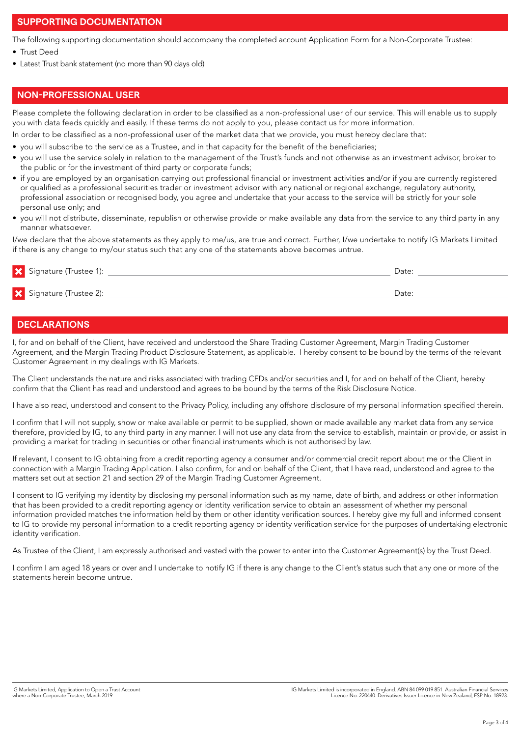## SUPPORTING DOCUMENTATION

The following supporting documentation should accompany the completed account Application Form for a Non-Corporate Trustee:

- Trust Deed
- Latest Trust bank statement (no more than 90 days old)

## NON-PROFESSIONAL USER

Please complete the following declaration in order to be classified as a non-professional user of our service. This will enable us to supply you with data feeds quickly and easily. If these terms do not apply to you, please contact us for more information.

In order to be classified as a non-professional user of the market data that we provide, you must hereby declare that:

- you will subscribe to the service as a Trustee, and in that capacity for the benefit of the beneficiaries;
- you will use the service solely in relation to the management of the Trust's funds and not otherwise as an investment advisor, broker to the public or for the investment of third party or corporate funds;
- if you are employed by an organisation carrying out professional financial or investment activities and/or if you are currently registered or qualified as a professional securities trader or investment advisor with any national or regional exchange, regulatory authority, professional association or recognised body, you agree and undertake that your access to the service will be strictly for your sole personal use only; and
- you will not distribute, disseminate, republish or otherwise provide or make available any data from the service to any third party in any manner whatsoever.

I/we declare that the above statements as they apply to me/us, are true and correct. Further, I/we undertake to notify IG Markets Limited if there is any change to my/our status such that any one of the statements above becomes untrue.

Signature (Trustee 1): ______________________ Date: ____________

Signature (Trustee 2): ______________________ Date: ____________

## DECLARATIONS

I, for and on behalf of the Client, have received and understood the Share Trading Customer Agreement, Margin Trading Customer Agreement, and the Margin Trading Product Disclosure Statement, as applicable. I hereby consent to be bound by the terms of the relevant Customer Agreement in my dealings with IG Markets.

The Client understands the nature and risks associated with trading CFDs and/or securities and I, for and on behalf of the Client, hereby confirm that the Client has read and understood and agrees to be bound by the terms of the Risk Disclosure Notice.

I have also read, understood and consent to the Privacy Policy, including any offshore disclosure of my personal information specified therein.

I confirm that I will not supply, show or make available or permit to be supplied, shown or made available any market data from any service therefore, provided by IG, to any third party in any manner. I will not use any data from the service to establish, maintain or provide, or assist in providing a market for trading in securities or other financial instruments which is not authorised by law.

If relevant, I consent to IG obtaining from a credit reporting agency a consumer and/or commercial credit report about me or the Client in connection with a Margin Trading Application. I also confirm, for and on behalf of the Client, that I have read, understood and agree to the matters set out at section 21 and section 29 of the Margin Trading Customer Agreement.

I consent to IG verifying my identity by disclosing my personal information such as my name, date of birth, and address or other information that has been provided to a credit reporting agency or identity verification service to obtain an assessment of whether my personal information provided matches the information held by them or other identity verification sources. I hereby give my full and informed consent to IG to provide my personal information to a credit reporting agency or identity verification service for the purposes of undertaking electronic identity verification.

As Trustee of the Client, I am expressly authorised and vested with the power to enter into the Customer Agreement(s) by the Trust Deed.

I confirm I am aged 18 years or over and I undertake to notify IG if there is any change to the Client's status such that any one or more of the statements herein become untrue.

IG Markets Limited, Application to Open a Trust Account where a Non-Corporate Trustee, March 2019

IG Markets Limited is incorporated in England. ABN 84 099 019 851. Australian Financial Services Licence No. 220440. Derivatives Issuer Licence in New Zealand, FSP No. 18923.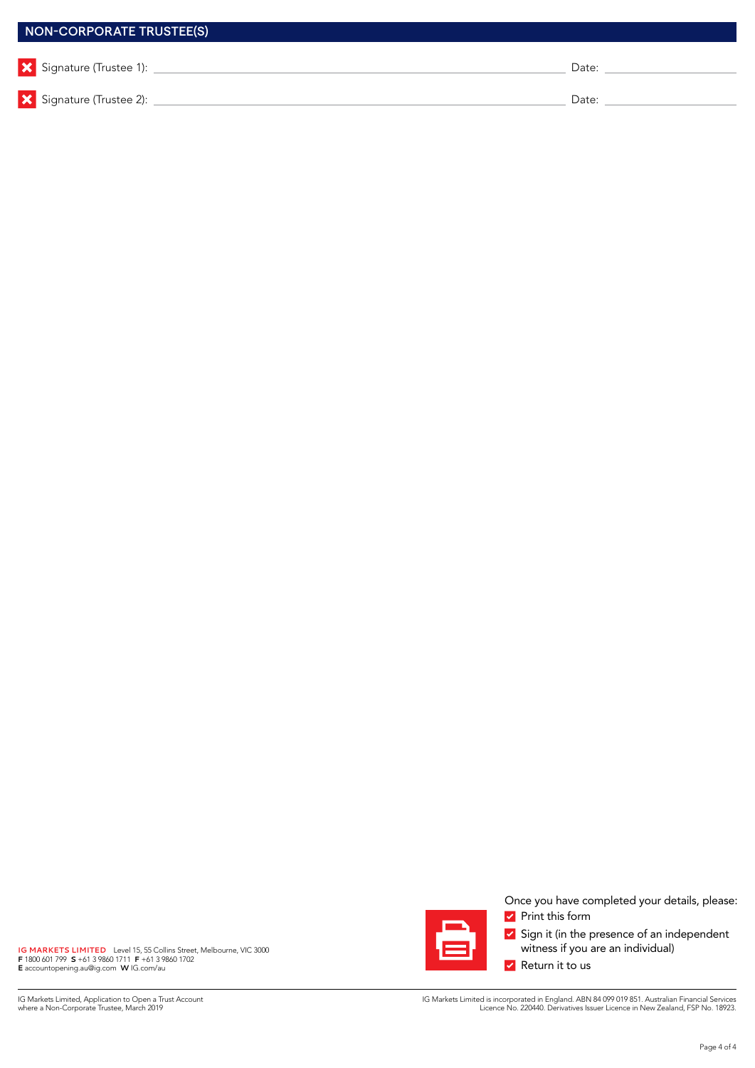## NON-CORPORATE TRUSTEE(S)

Signature (Trustee 1): \_\_\_\_\_\_\_\_\_\_\_\_\_\_\_\_\_\_\_\_ Date: \_\_\_\_\_\_\_\_\_\_

Signature (Trustee 2): \_\_\_\_\_\_\_\_\_\_\_\_\_\_\_\_\_\_\_\_ Date: \_\_\_\_\_\_\_\_\_\_

Once you have completed your details, please:

- Print this form
- Sign it (in the presence of an independent witness if you are an individual)
- Return it to us

**IG MARKETS LIMITED** Level 15, 55 Collins Street, Melbourne, VIC 3000
**F** 1800 601 799 **S** +61 3 9860 1711 **F** +61 3 9860 1702
**E** accountopening.au@ig.com **W** IG.com/au

IG Markets Limited, Application to Open a Trust Account where a Non-Corporate Trustee, March 2019

IG Markets Limited is incorporated in England. ABN 84 099 019 851. Australian Financial Services Licence No. 220440. Derivatives Issuer Licence in New Zealand, FSP No. 18923.